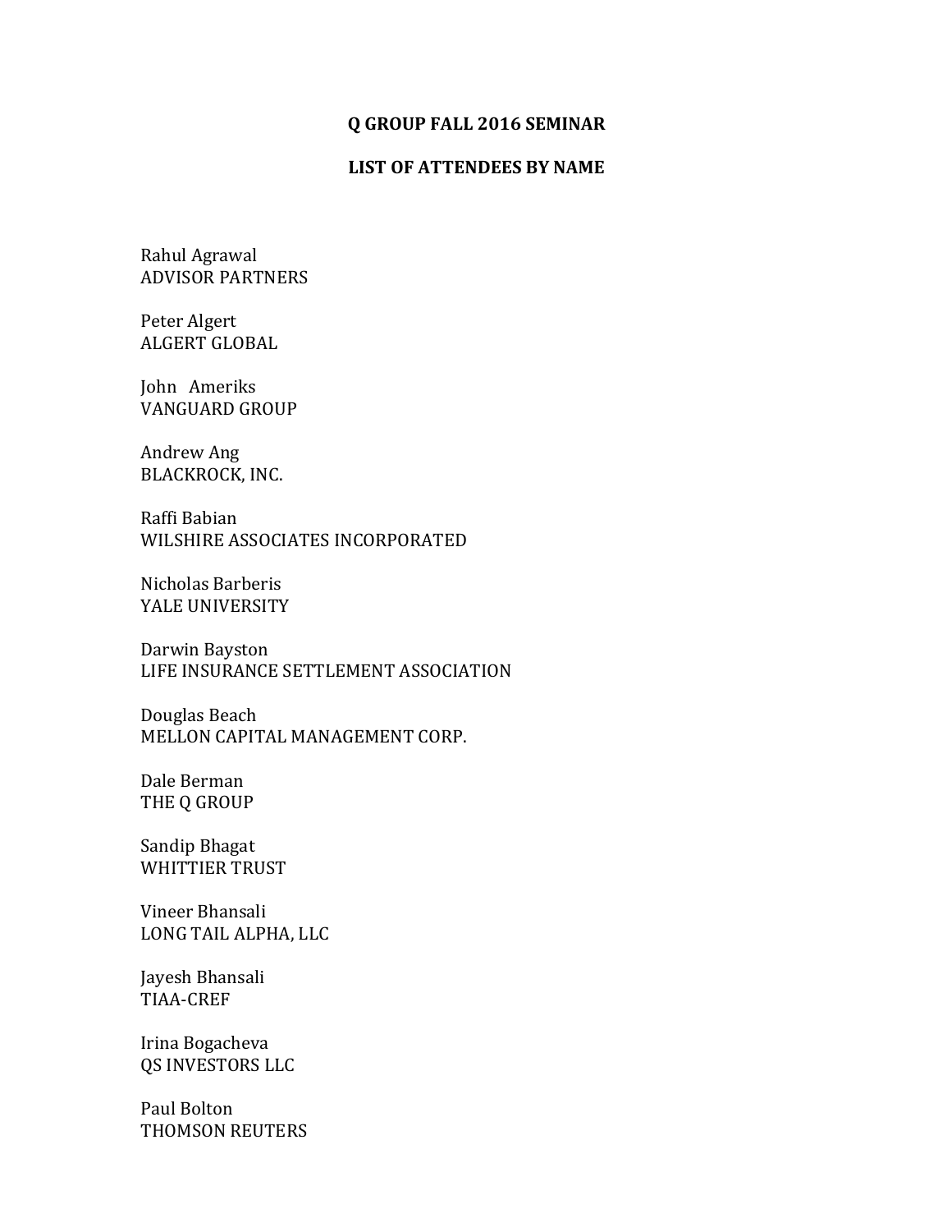**Q GROUP FALL 2016 SEMINAR**

**LIST OF ATTENDEES BY NAME**

Rahul Agrawal
ADVISOR PARTNERS

Peter Algert
ALGERT GLOBAL

John Ameriks
VANGUARD GROUP

Andrew Ang
BLACKROCK, INC.

Raffi Babian
WILSHIRE ASSOCIATES INCORPORATED

Nicholas Barberis
YALE UNIVERSITY

Darwin Bayston
LIFE INSURANCE SETTLEMENT ASSOCIATION

Douglas Beach
MELLON CAPITAL MANAGEMENT CORP.

Dale Berman
THE Q GROUP

Sandip Bhagat
WHITTIER TRUST

Vineer Bhansali
LONG TAIL ALPHA, LLC

Jayesh Bhansali
TIAA-CREF

Irina Bogacheva
QS INVESTORS LLC

Paul Bolton
THOMSON REUTERS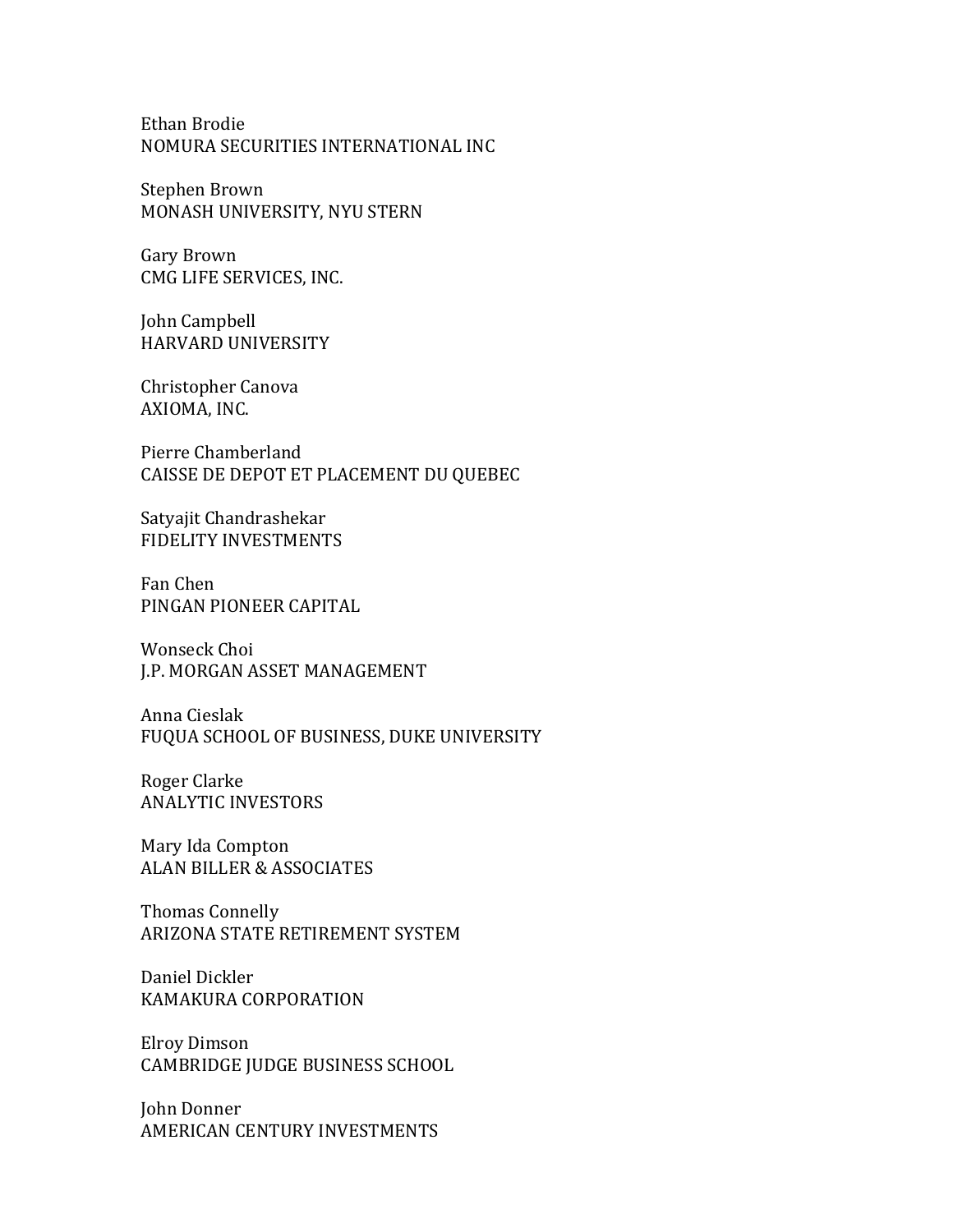Ethan Brodie
NOMURA SECURITIES INTERNATIONAL INC

Stephen Brown
MONASH UNIVERSITY, NYU STERN

Gary Brown
CMG LIFE SERVICES, INC.

John Campbell
HARVARD UNIVERSITY

Christopher Canova
AXIOMA, INC.

Pierre Chamberland
CAISSE DE DEPOT ET PLACEMENT DU QUEBEC

Satyajit Chandrashekar
FIDELITY INVESTMENTS

Fan Chen
PINGAN PIONEER CAPITAL

Wonseck Choi
J.P. MORGAN ASSET MANAGEMENT

Anna Cieslak
FUQUA SCHOOL OF BUSINESS, DUKE UNIVERSITY

Roger Clarke
ANALYTIC INVESTORS

Mary Ida Compton
ALAN BILLER & ASSOCIATES

Thomas Connelly
ARIZONA STATE RETIREMENT SYSTEM

Daniel Dickler
KAMAKURA CORPORATION

Elroy Dimson
CAMBRIDGE JUDGE BUSINESS SCHOOL

John Donner
AMERICAN CENTURY INVESTMENTS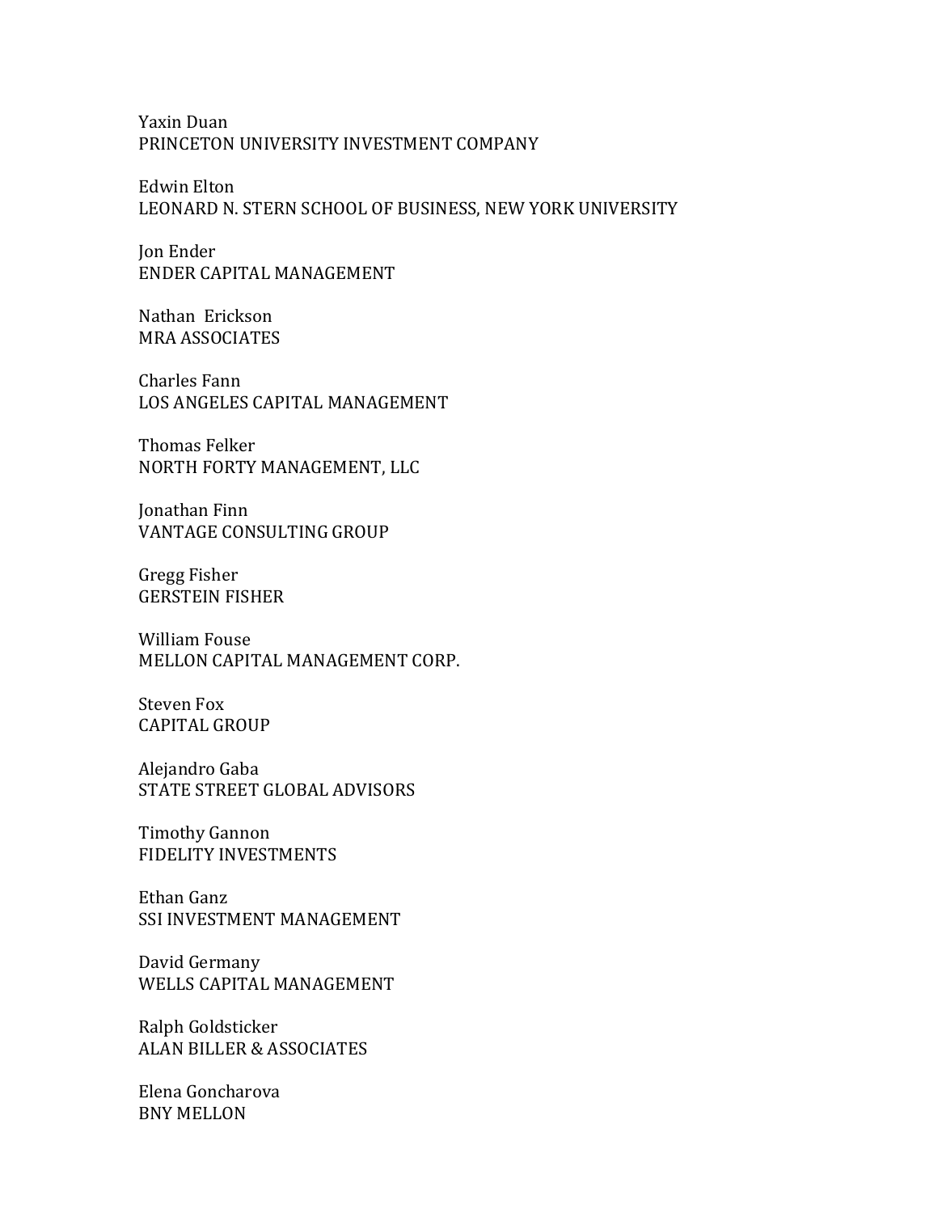Yaxin Duan
PRINCETON UNIVERSITY INVESTMENT COMPANY

Edwin Elton
LEONARD N. STERN SCHOOL OF BUSINESS, NEW YORK UNIVERSITY

Jon Ender
ENDER CAPITAL MANAGEMENT

Nathan Erickson
MRA ASSOCIATES

Charles Fann
LOS ANGELES CAPITAL MANAGEMENT

Thomas Felker
NORTH FORTY MANAGEMENT, LLC

Jonathan Finn
VANTAGE CONSULTING GROUP

Gregg Fisher
GERSTEIN FISHER

William Fouse
MELLON CAPITAL MANAGEMENT CORP.

Steven Fox
CAPITAL GROUP

Alejandro Gaba
STATE STREET GLOBAL ADVISORS

Timothy Gannon
FIDELITY INVESTMENTS

Ethan Ganz
SSI INVESTMENT MANAGEMENT

David Germany
WELLS CAPITAL MANAGEMENT

Ralph Goldsticker
ALAN BILLER & ASSOCIATES

Elena Goncharova
BNY MELLON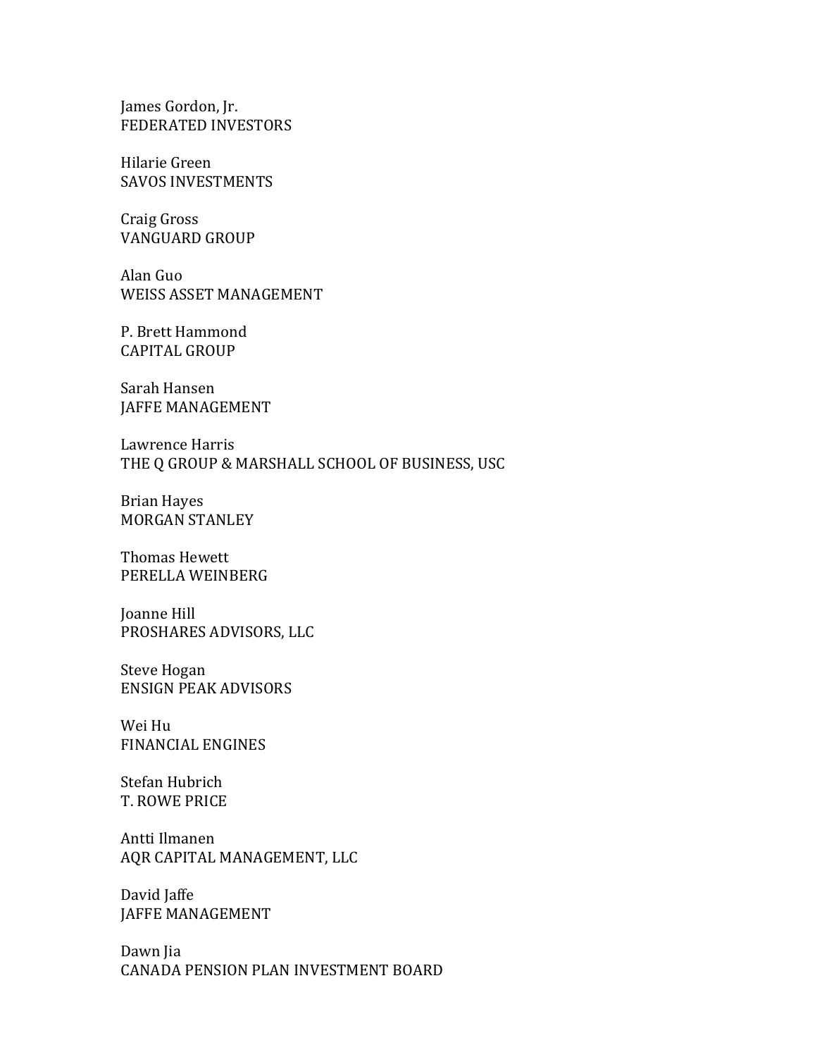James Gordon, Jr.
FEDERATED INVESTORS

Hilarie Green
SAVOS INVESTMENTS

Craig Gross
VANGUARD GROUP

Alan Guo
WEISS ASSET MANAGEMENT

P. Brett Hammond
CAPITAL GROUP

Sarah Hansen
JAFFE MANAGEMENT

Lawrence Harris
THE Q GROUP & MARSHALL SCHOOL OF BUSINESS, USC

Brian Hayes
MORGAN STANLEY

Thomas Hewett
PERELLA WEINBERG

Joanne Hill
PROSHARES ADVISORS, LLC

Steve Hogan
ENSIGN PEAK ADVISORS

Wei Hu
FINANCIAL ENGINES

Stefan Hubrich
T. ROWE PRICE

Antti Ilmanen
AQR CAPITAL MANAGEMENT, LLC

David Jaffe
JAFFE MANAGEMENT

Dawn Jia
CANADA PENSION PLAN INVESTMENT BOARD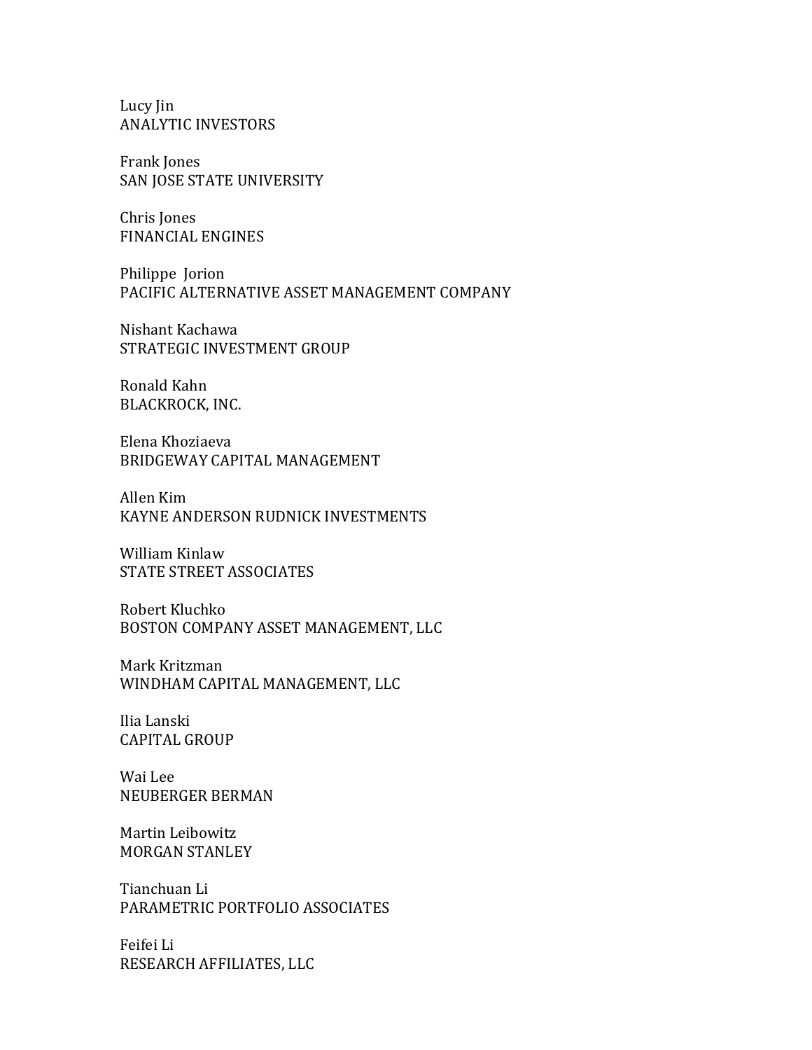Lucy Jin
ANALYTIC INVESTORS

Frank Jones
SAN JOSE STATE UNIVERSITY

Chris Jones
FINANCIAL ENGINES

Philippe Jorion
PACIFIC ALTERNATIVE ASSET MANAGEMENT COMPANY

Nishant Kachawa
STRATEGIC INVESTMENT GROUP

Ronald Kahn
BLACKROCK, INC.

Elena Khoziaeva
BRIDGEWAY CAPITAL MANAGEMENT

Allen Kim
KAYNE ANDERSON RUDNICK INVESTMENTS

William Kinlaw
STATE STREET ASSOCIATES

Robert Kluchko
BOSTON COMPANY ASSET MANAGEMENT, LLC

Mark Kritzman
WINDHAM CAPITAL MANAGEMENT, LLC

Ilia Lanski
CAPITAL GROUP

Wai Lee
NEUBERGER BERMAN

Martin Leibowitz
MORGAN STANLEY

Tianchuan Li
PARAMETRIC PORTFOLIO ASSOCIATES

Feifei Li
RESEARCH AFFILIATES, LLC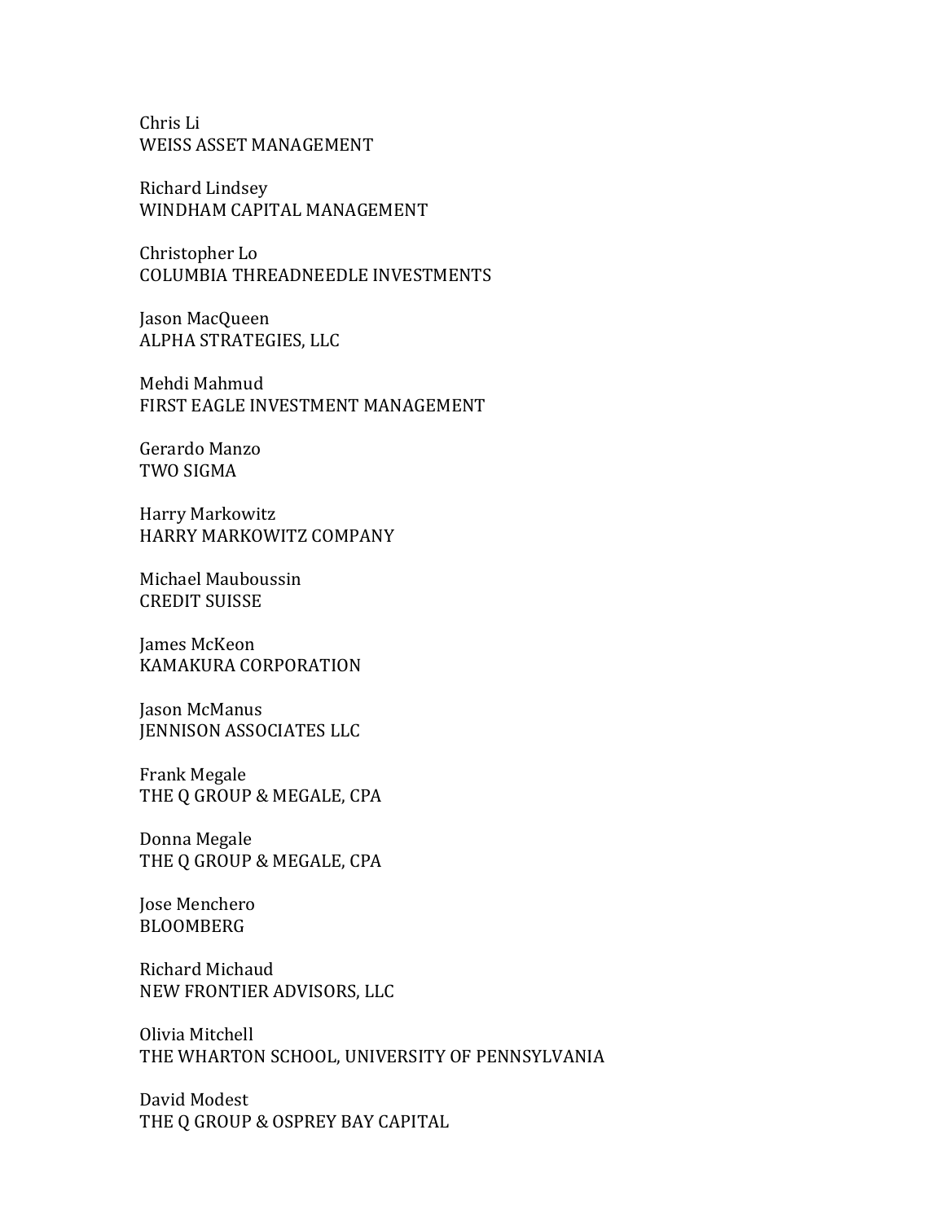Chris Li
WEISS ASSET MANAGEMENT

Richard Lindsey
WINDHAM CAPITAL MANAGEMENT

Christopher Lo
COLUMBIA THREADNEEDLE INVESTMENTS

Jason MacQueen
ALPHA STRATEGIES, LLC

Mehdi Mahmud
FIRST EAGLE INVESTMENT MANAGEMENT

Gerardo Manzo
TWO SIGMA

Harry Markowitz
HARRY MARKOWITZ COMPANY

Michael Mauboussin
CREDIT SUISSE

James McKeon
KAMAKURA CORPORATION

Jason McManus
JENNISON ASSOCIATES LLC

Frank Megale
THE Q GROUP & MEGALE, CPA

Donna Megale
THE Q GROUP & MEGALE, CPA

Jose Menchero
BLOOMBERG

Richard Michaud
NEW FRONTIER ADVISORS, LLC

Olivia Mitchell
THE WHARTON SCHOOL, UNIVERSITY OF PENNSYLVANIA

David Modest
THE Q GROUP & OSPREY BAY CAPITAL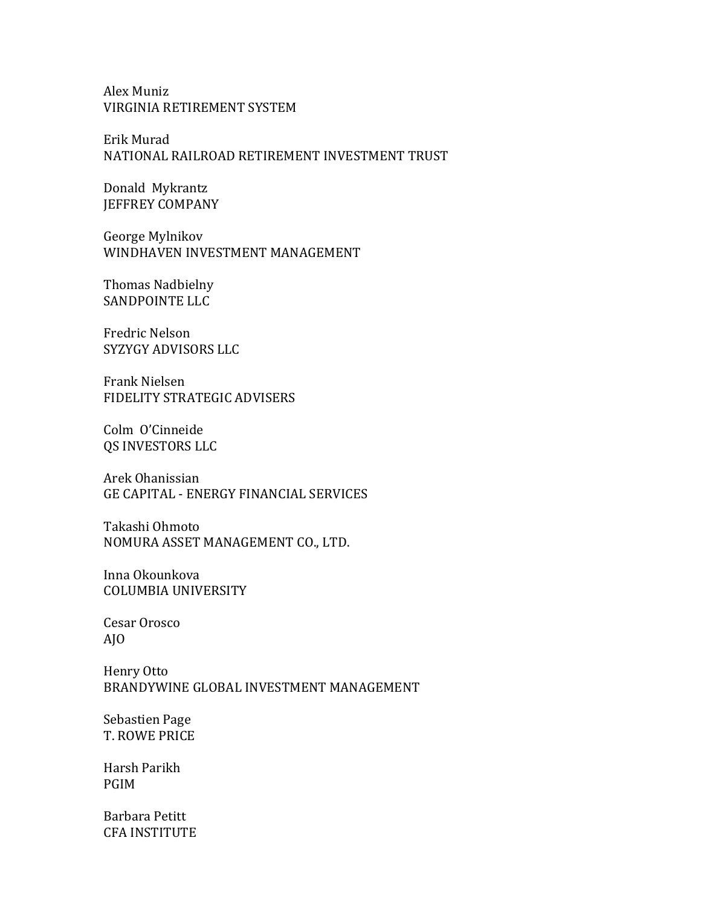Alex Muniz
VIRGINIA RETIREMENT SYSTEM

Erik Murad
NATIONAL RAILROAD RETIREMENT INVESTMENT TRUST

Donald Mykrantz
JEFFREY COMPANY

George Mylnikov
WINDHAVEN INVESTMENT MANAGEMENT

Thomas Nadbielny
SANDPOINTE LLC

Fredric Nelson
SYZYGY ADVISORS LLC

Frank Nielsen
FIDELITY STRATEGIC ADVISERS

Colm O'Cinneide
QS INVESTORS LLC

Arek Ohanissian
GE CAPITAL - ENERGY FINANCIAL SERVICES

Takashi Ohmoto
NOMURA ASSET MANAGEMENT CO., LTD.

Inna Okounkova
COLUMBIA UNIVERSITY

Cesar Orosco
AJO

Henry Otto
BRANDYWINE GLOBAL INVESTMENT MANAGEMENT

Sebastien Page
T. ROWE PRICE

Harsh Parikh
PGIM

Barbara Petitt
CFA INSTITUTE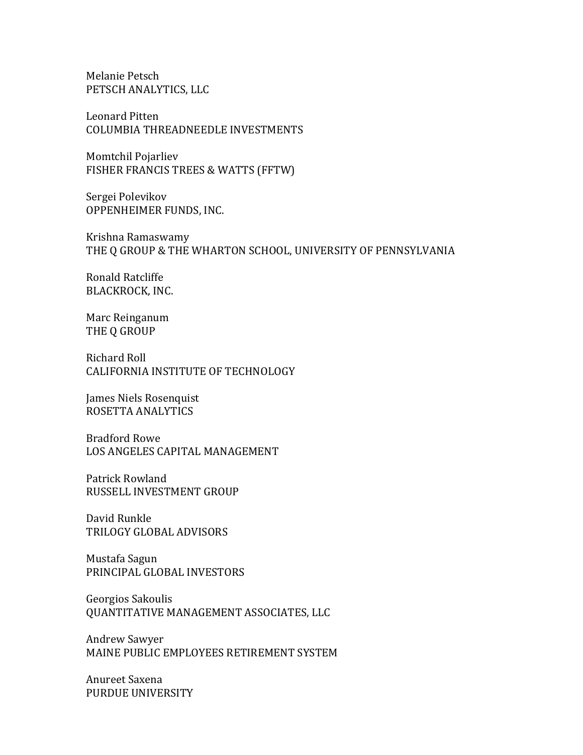Melanie Petsch
PETSCH ANALYTICS, LLC

Leonard Pitten
COLUMBIA THREADNEEDLE INVESTMENTS

Momtchil Pojarliev
FISHER FRANCIS TREES & WATTS (FFTW)

Sergei Polevikov
OPPENHEIMER FUNDS, INC.

Krishna Ramaswamy
THE Q GROUP & THE WHARTON SCHOOL, UNIVERSITY OF PENNSYLVANIA

Ronald Ratcliffe
BLACKROCK, INC.

Marc Reinganum
THE Q GROUP

Richard Roll
CALIFORNIA INSTITUTE OF TECHNOLOGY

James Niels Rosenquist
ROSETTA ANALYTICS

Bradford Rowe
LOS ANGELES CAPITAL MANAGEMENT

Patrick Rowland
RUSSELL INVESTMENT GROUP

David Runkle
TRILOGY GLOBAL ADVISORS

Mustafa Sagun
PRINCIPAL GLOBAL INVESTORS

Georgios Sakoulis
QUANTITATIVE MANAGEMENT ASSOCIATES, LLC

Andrew Sawyer
MAINE PUBLIC EMPLOYEES RETIREMENT SYSTEM

Anureet Saxena
PURDUE UNIVERSITY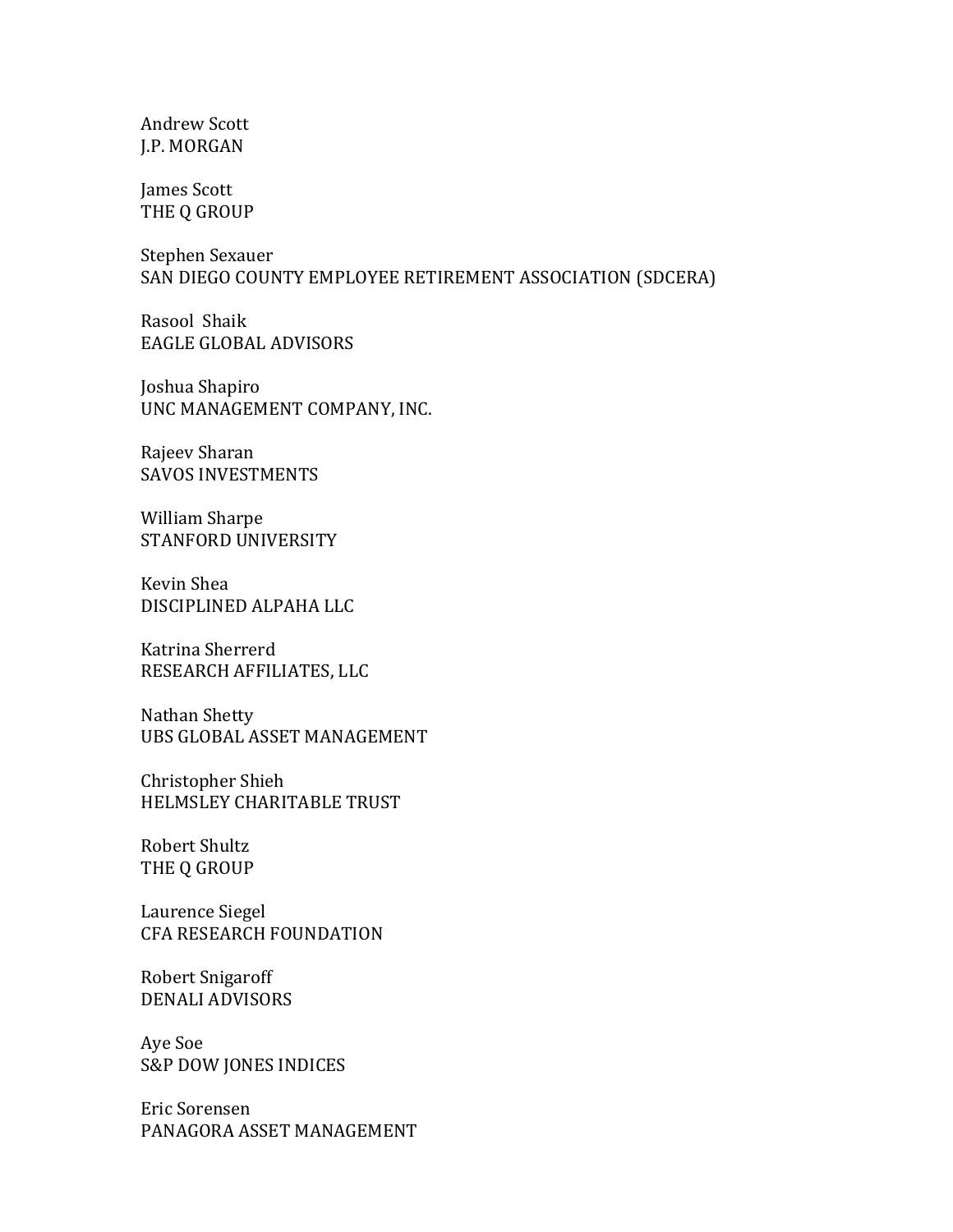Andrew Scott
J.P. MORGAN

James Scott
THE Q GROUP

Stephen Sexauer
SAN DIEGO COUNTY EMPLOYEE RETIREMENT ASSOCIATION (SDCERA)

Rasool  Shaik
EAGLE GLOBAL ADVISORS

Joshua Shapiro
UNC MANAGEMENT COMPANY, INC.

Rajeev Sharan
SAVOS INVESTMENTS

William Sharpe
STANFORD UNIVERSITY

Kevin Shea
DISCIPLINED ALPAHA LLC

Katrina Sherrerd
RESEARCH AFFILIATES, LLC

Nathan Shetty
UBS GLOBAL ASSET MANAGEMENT

Christopher Shieh
HELMSLEY CHARITABLE TRUST

Robert Shultz
THE Q GROUP

Laurence Siegel
CFA RESEARCH FOUNDATION

Robert Snigaroff
DENALI ADVISORS

Aye Soe
S&P DOW JONES INDICES

Eric Sorensen
PANAGORA ASSET MANAGEMENT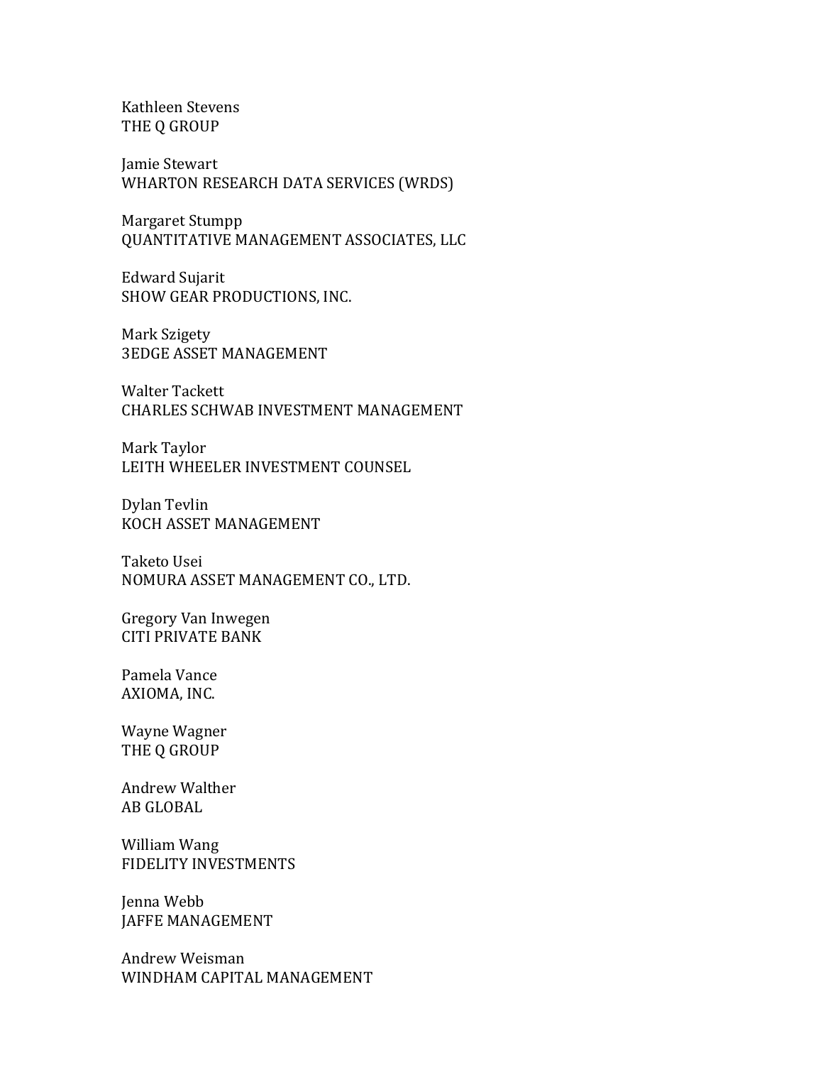Kathleen Stevens
THE Q GROUP

Jamie Stewart
WHARTON RESEARCH DATA SERVICES (WRDS)

Margaret Stumpp
QUANTITATIVE MANAGEMENT ASSOCIATES, LLC

Edward Sujarit
SHOW GEAR PRODUCTIONS, INC.

Mark Szigety
3EDGE ASSET MANAGEMENT

Walter Tackett
CHARLES SCHWAB INVESTMENT MANAGEMENT

Mark Taylor
LEITH WHEELER INVESTMENT COUNSEL

Dylan Tevlin
KOCH ASSET MANAGEMENT

Taketo Usei
NOMURA ASSET MANAGEMENT CO., LTD.

Gregory Van Inwegen
CITI PRIVATE BANK

Pamela Vance
AXIOMA, INC.

Wayne Wagner
THE Q GROUP

Andrew Walther
AB GLOBAL

William Wang
FIDELITY INVESTMENTS

Jenna Webb
JAFFE MANAGEMENT

Andrew Weisman
WINDHAM CAPITAL MANAGEMENT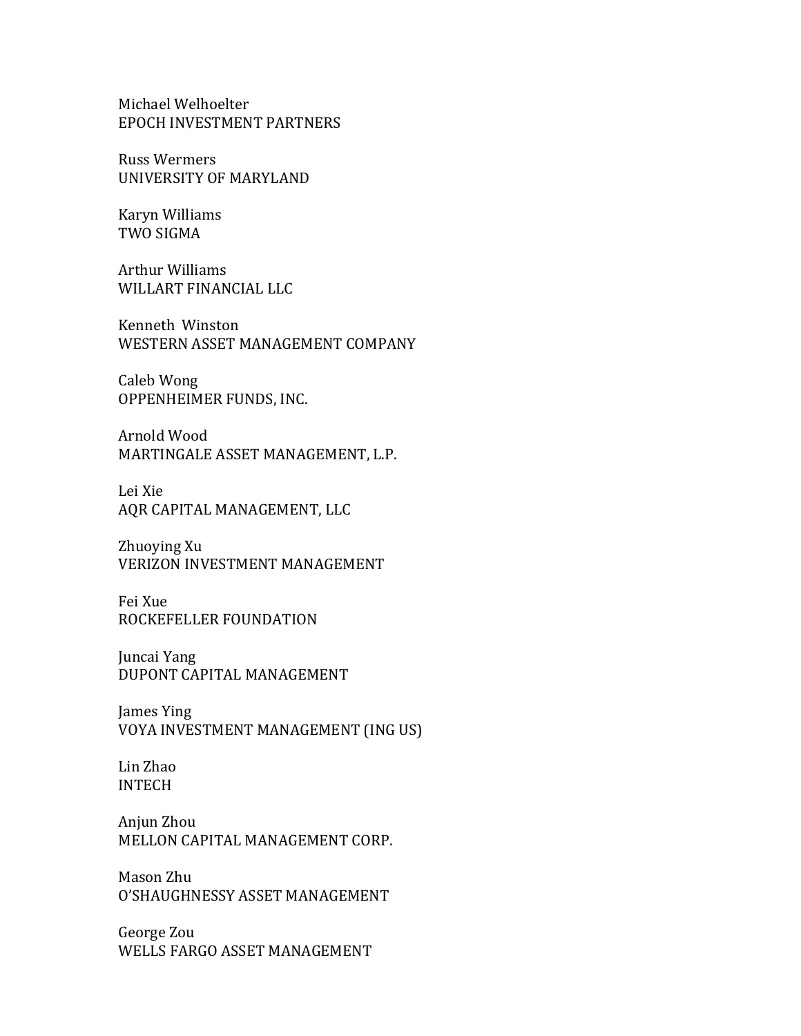Michael Welhoelter
EPOCH INVESTMENT PARTNERS

Russ Wermers
UNIVERSITY OF MARYLAND

Karyn Williams
TWO SIGMA

Arthur Williams
WILLART FINANCIAL LLC

Kenneth Winston
WESTERN ASSET MANAGEMENT COMPANY

Caleb Wong
OPPENHEIMER FUNDS, INC.

Arnold Wood
MARTINGALE ASSET MANAGEMENT, L.P.

Lei Xie
AQR CAPITAL MANAGEMENT, LLC

Zhuoying Xu
VERIZON INVESTMENT MANAGEMENT

Fei Xue
ROCKEFELLER FOUNDATION

Juncai Yang
DUPONT CAPITAL MANAGEMENT

James Ying
VOYA INVESTMENT MANAGEMENT (ING US)

Lin Zhao
INTECH

Anjun Zhou
MELLON CAPITAL MANAGEMENT CORP.

Mason Zhu
O'SHAUGHNESSY ASSET MANAGEMENT

George Zou
WELLS FARGO ASSET MANAGEMENT